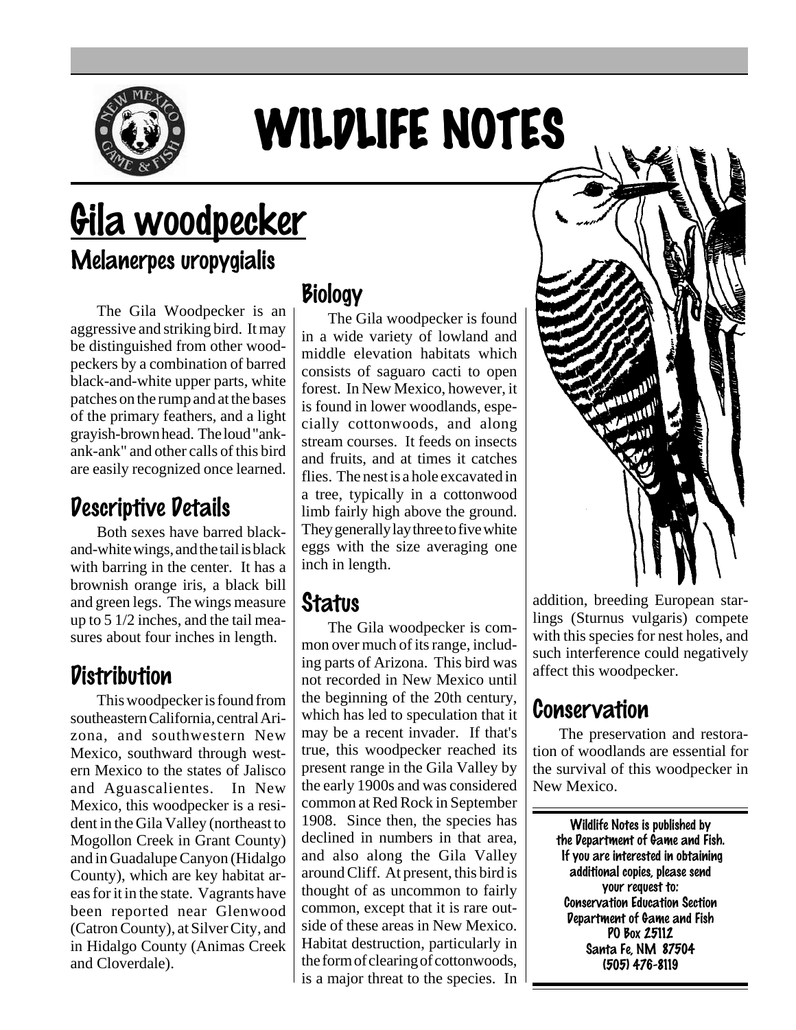# WILDLIFE NOTES

## Gila woodpecker

### *Melanerpes uropygialis*

The Gila Woodpecker is an aggressive and striking bird. It may be distinguished from other woodpeckers by a combination of barred black-and-white upper parts, white patches on the rump and at the bases of the primary feathers, and a light grayish-brown head. The loud "ank-ank-ank" and other calls of this bird are easily recognized once learned.

## Descriptive Details

Both sexes have barred black-and-white wings, and the tail is black with barring in the center. It has a brownish orange iris, a black bill and green legs. The wings measure up to 5 1/2 inches, and the tail measures about four inches in length.

## Distribution

This woodpecker is found from southeastern California, central Arizona, and southwestern New Mexico, southward through western Mexico to the states of Jalisco and Aguascalientes. In New Mexico, this woodpecker is a resident in the Gila Valley (northeast to Mogollon Creek in Grant County) and in Guadalupe Canyon (Hidalgo County), which are key habitat areas for it in the state. Vagrants have been reported near Glenwood (Catron County), at Silver City, and in Hidalgo County (Animas Creek and Cloverdale).

## Biology

The Gila woodpecker is found in a wide variety of lowland and middle elevation habitats which consists of saguaro cacti to open forest. In New Mexico, however, it is found in lower woodlands, especially cottonwoods, and along stream courses. It feeds on insects and fruits, and at times it catches flies. The nest is a hole excavated in a tree, typically in a cottonwood limb fairly high above the ground. They generally lay three to five white eggs with the size averaging one inch in length.

## Status

The Gila woodpecker is common over much of its range, including parts of Arizona. This bird was not recorded in New Mexico until the beginning of the 20th century, which has led to speculation that it may be a recent invader. If that's true, this woodpecker reached its present range in the Gila Valley by the early 1900s and was considered common at Red Rock in September 1908. Since then, the species has declined in numbers in that area, and also along the Gila Valley around Cliff. At present, this bird is thought of as uncommon to fairly common, except that it is rare outside of these areas in New Mexico. Habitat destruction, particularly in the form of clearing of cottonwoods, is a major threat to the species. In addition, breeding European starlings (Sturnus vulgaris) compete with this species for nest holes, and such interference could negatively affect this woodpecker.

## Conservation

The preservation and restoration of woodlands are essential for the survival of this woodpecker in New Mexico.

**Wildlife Notes is published by the Department of Game and Fish. If you are interested in obtaining additional copies, please send your request to:**
**Conservation Education Section**
**Department of Game and Fish**
**PO Box 25112**
**Santa Fe, NM 87504**
**(505) 476-8119**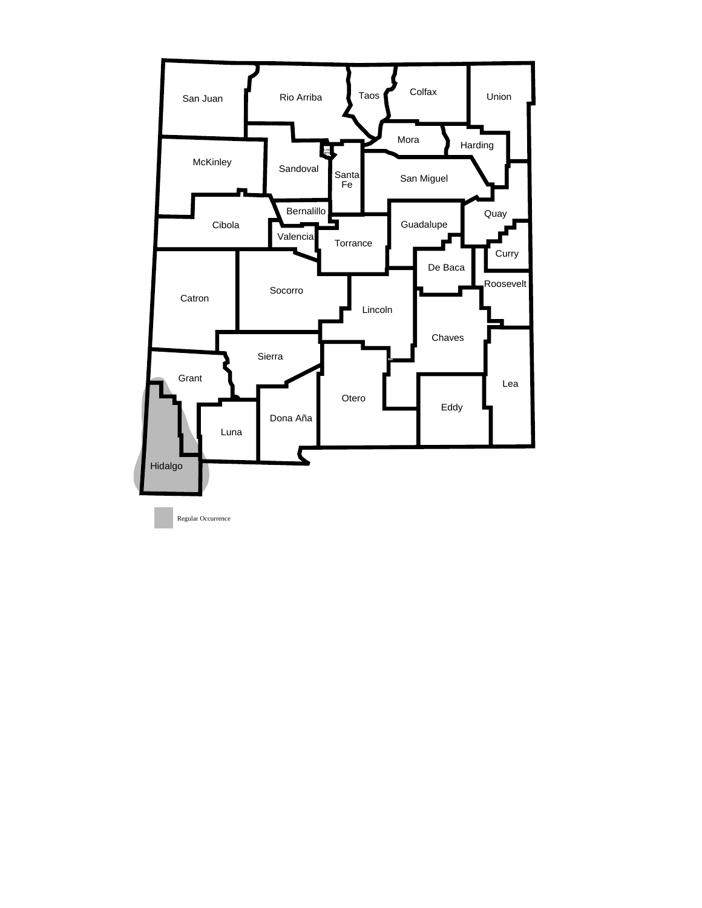San Juan
Rio Arriba
Taos
Colfax
Union
Mora
Harding
McKinley
Sandoval
Santa Fe
San Miguel
Bernalillo
Quay
Cibola
Guadalupe
Valencia
Torrance
Curry
De Baca
Roosevelt
Catron
Socorro
Lincoln
Chaves
Sierra
Grant
Lea
Otero
Eddy
Dona Aña
Luna
Hidalgo

Regular Occurrence